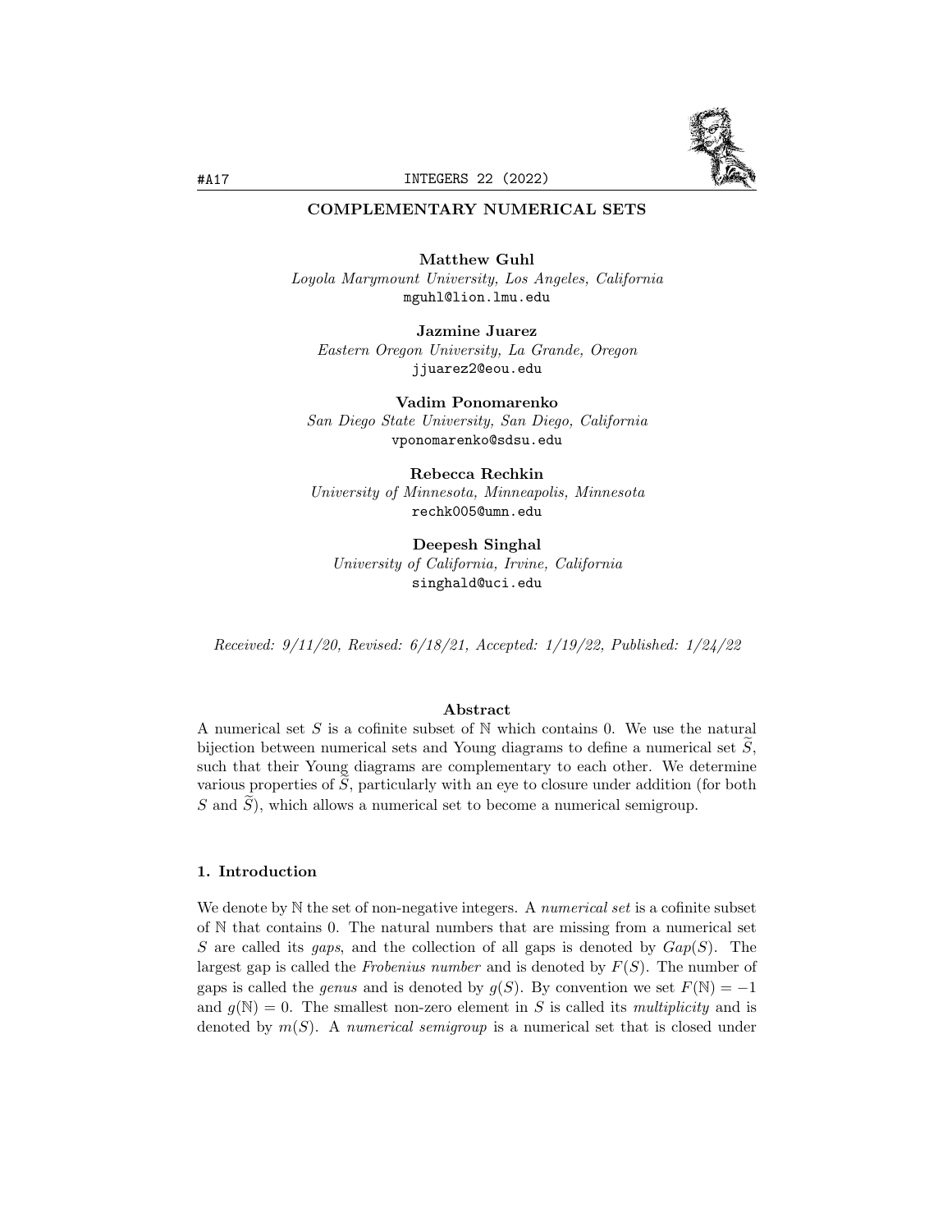# COMPLEMENTARY NUMERICAL SETS

**Matthew Guhl**
*Loyola Marymount University, Los Angeles, California*
mguhl@lion.lmu.edu

**Jazmine Juarez**
*Eastern Oregon University, La Grande, Oregon*
jjuarez2@eou.edu

**Vadim Ponomarenko**
*San Diego State University, San Diego, California*
vponomarenko@sdsu.edu

**Rebecca Rechkin**
*University of Minnesota, Minneapolis, Minnesota*
rechk005@umn.edu

**Deepesh Singhal**
*University of California, Irvine, California*
singhald@uci.edu

*Received: 9/11/20, Revised: 6/18/21, Accepted: 1/19/22, Published: 1/24/22*

## Abstract

A numerical set $S$ is a cofinite subset of $\mathbb{N}$ which contains 0. We use the natural bijection between numerical sets and Young diagrams to define a numerical set $\widetilde{S}$, such that their Young diagrams are complementary to each other. We determine various properties of $\widetilde{S}$, particularly with an eye to closure under addition (for both $S$ and $\widetilde{S}$), which allows a numerical set to become a numerical semigroup.

## 1. Introduction

We denote by $\mathbb{N}$ the set of non-negative integers. A *numerical set* is a cofinite subset of $\mathbb{N}$ that contains 0. The natural numbers that are missing from a numerical set $S$ are called its *gaps*, and the collection of all gaps is denoted by $Gap(S)$. The largest gap is called the *Frobenius number* and is denoted by $F(S)$. The number of gaps is called the *genus* and is denoted by $g(S)$. By convention we set $F(\mathbb{N}) = -1$ and $g(\mathbb{N}) = 0$. The smallest non-zero element in $S$ is called its *multiplicity* and is denoted by $m(S)$. A *numerical semigroup* is a numerical set that is closed under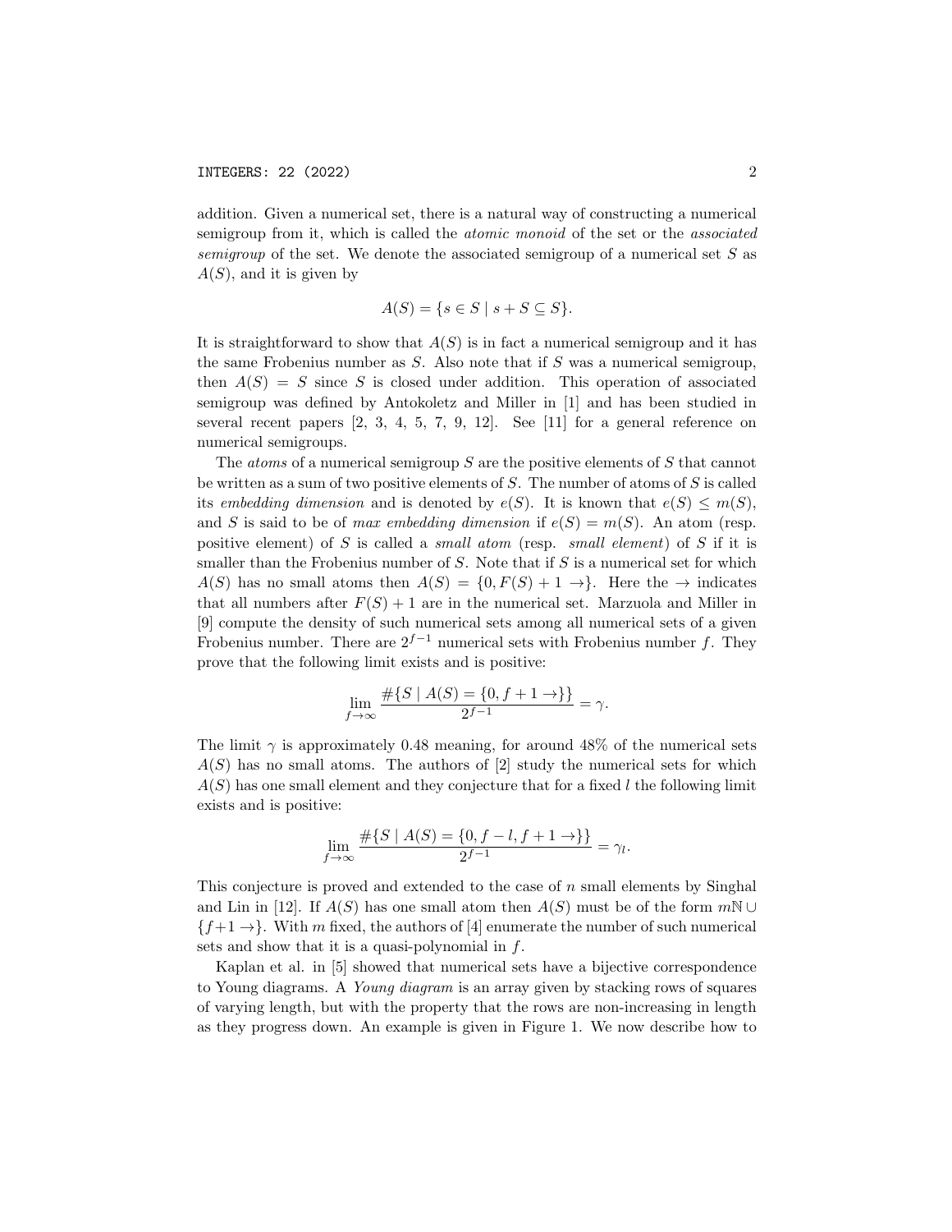addition. Given a numerical set, there is a natural way of constructing a numerical semigroup from it, which is called the *atomic monoid* of the set or the *associated semigroup* of the set. We denote the associated semigroup of a numerical set $S$ as $A(S)$, and it is given by

$$A(S) = \{s \in S \mid s + S \subseteq S\}.$$

It is straightforward to show that $A(S)$ is in fact a numerical semigroup and it has the same Frobenius number as $S$. Also note that if $S$ was a numerical semigroup, then $A(S) = S$ since $S$ is closed under addition. This operation of associated semigroup was defined by Antokoletz and Miller in [1] and has been studied in several recent papers [2, 3, 4, 5, 7, 9, 12]. See [11] for a general reference on numerical semigroups.

The *atoms* of a numerical semigroup $S$ are the positive elements of $S$ that cannot be written as a sum of two positive elements of $S$. The number of atoms of $S$ is called its *embedding dimension* and is denoted by $e(S)$. It is known that $e(S) \leq m(S)$, and $S$ is said to be of *max embedding dimension* if $e(S) = m(S)$. An atom (resp. positive element) of $S$ is called a *small atom* (resp. *small element*) of $S$ if it is smaller than the Frobenius number of $S$. Note that if $S$ is a numerical set for which $A(S)$ has no small atoms then $A(S) = \{0, F(S) + 1 \rightarrow\}$. Here the $\rightarrow$ indicates that all numbers after $F(S) + 1$ are in the numerical set. Marzuola and Miller in [9] compute the density of such numerical sets among all numerical sets of a given Frobenius number. There are $2^{f-1}$ numerical sets with Frobenius number $f$. They prove that the following limit exists and is positive:

$$\lim_{f \to \infty} \frac{\#\{S \mid A(S) = \{0, f + 1 \rightarrow\}\}}{2^{f-1}} = \gamma.$$

The limit $\gamma$ is approximately 0.48 meaning, for around 48% of the numerical sets $A(S)$ has no small atoms. The authors of [2] study the numerical sets for which $A(S)$ has one small element and they conjecture that for a fixed $l$ the following limit exists and is positive:

$$\lim_{f \to \infty} \frac{\#\{S \mid A(S) = \{0, f - l, f + 1 \rightarrow\}\}}{2^{f-1}} = \gamma_l.$$

This conjecture is proved and extended to the case of $n$ small elements by Singhal and Lin in [12]. If $A(S)$ has one small atom then $A(S)$ must be of the form $m\mathbb{N} \cup \{f+1 \rightarrow\}$. With $m$ fixed, the authors of [4] enumerate the number of such numerical sets and show that it is a quasi-polynomial in $f$.

Kaplan et al. in [5] showed that numerical sets have a bijective correspondence to Young diagrams. A *Young diagram* is an array given by stacking rows of squares of varying length, but with the property that the rows are non-increasing in length as they progress down. An example is given in Figure 1. We now describe how to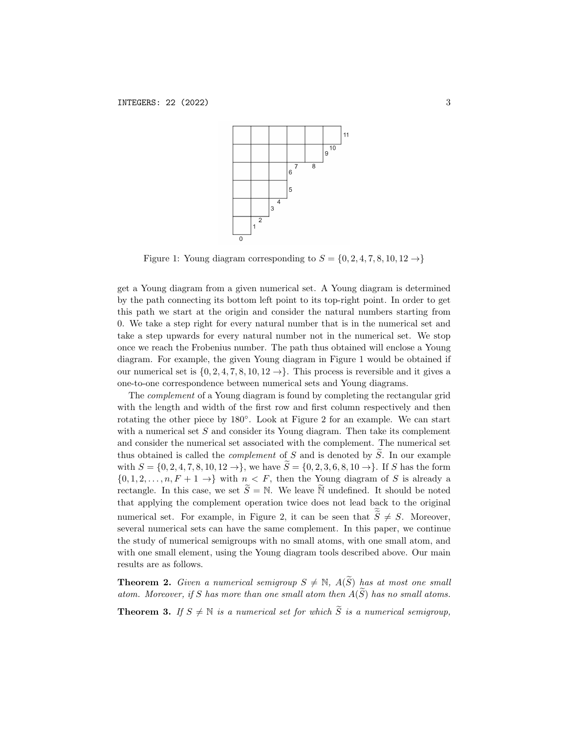Figure 1: Young diagram corresponding to $S = \{0, 2, 4, 7, 8, 10, 12 \rightarrow\}$

get a Young diagram from a given numerical set. A Young diagram is determined by the path connecting its bottom left point to its top-right point. In order to get this path we start at the origin and consider the natural numbers starting from 0. We take a step right for every natural number that is in the numerical set and take a step upwards for every natural number not in the numerical set. We stop once we reach the Frobenius number. The path thus obtained will enclose a Young diagram. For example, the given Young diagram in Figure 1 would be obtained if our numerical set is $\{0, 2, 4, 7, 8, 10, 12 \rightarrow\}$. This process is reversible and it gives a one-to-one correspondence between numerical sets and Young diagrams.

The *complement* of a Young diagram is found by completing the rectangular grid with the length and width of the first row and first column respectively and then rotating the other piece by 180°. Look at Figure 2 for an example. We can start with a numerical set $S$ and consider its Young diagram. Then take its complement and consider the numerical set associated with the complement. The numerical set thus obtained is called the *complement* of $S$ and is denoted by $\widetilde{S}$. In our example with $S = \{0, 2, 4, 7, 8, 10, 12 \rightarrow\}$, we have $\widetilde{S} = \{0, 2, 3, 6, 8, 10 \rightarrow\}$. If $S$ has the form $\{0, 1, 2, \ldots, n, F+1 \rightarrow\}$ with $n < F$, then the Young diagram of $S$ is already a rectangle. In this case, we set $\widetilde{S} = \mathbb{N}$. We leave $\widetilde{\mathbb{N}}$ undefined. It should be noted that applying the complement operation twice does not lead back to the original numerical set. For example, in Figure 2, it can be seen that $\widetilde{\widetilde{S}} \neq S$. Moreover, several numerical sets can have the same complement. In this paper, we continue the study of numerical semigroups with no small atoms, with one small atom, and with one small element, using the Young diagram tools described above. Our main results are as follows.

**Theorem 2.** *Given a numerical semigroup $S \neq \mathbb{N}$, $A(\widetilde{S})$ has at most one small atom. Moreover, if $S$ has more than one small atom then $A(\widetilde{S})$ has no small atoms.*

**Theorem 3.** *If $S \neq \mathbb{N}$ is a numerical set for which $\widetilde{S}$ is a numerical semigroup,*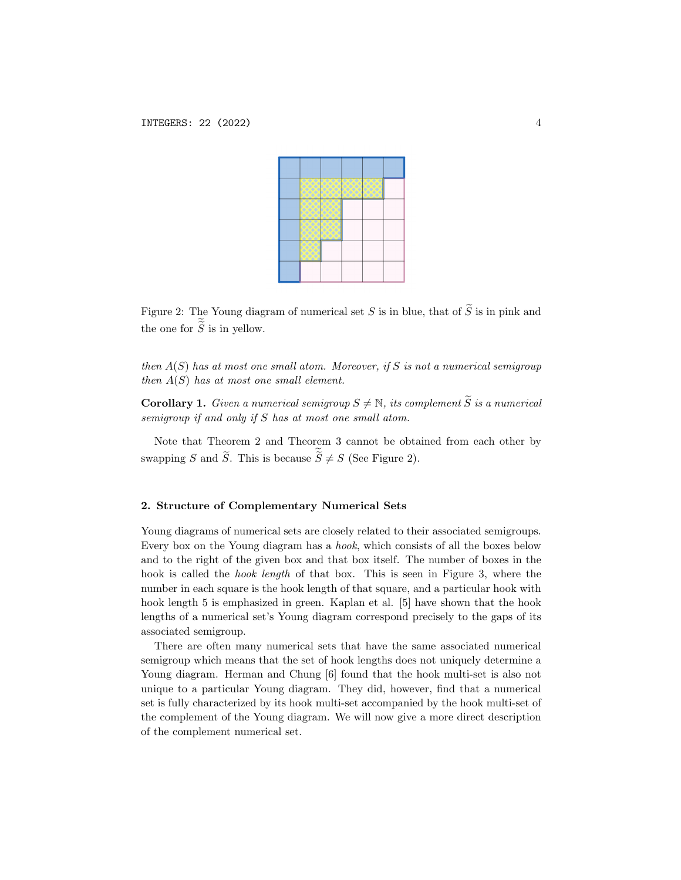Figure 2: The Young diagram of numerical set $S$ is in blue, that of $\widetilde{S}$ is in pink and the one for $\widetilde{\widetilde{S}}$ is in yellow.

*then $A(S)$ has at most one small atom. Moreover, if $S$ is not a numerical semigroup then $A(S)$ has at most one small element.*

**Corollary 1.** *Given a numerical semigroup $S \neq \mathbb{N}$, its complement $\widetilde{S}$ is a numerical semigroup if and only if $S$ has at most one small atom.*

Note that Theorem 2 and Theorem 3 cannot be obtained from each other by swapping $S$ and $\widetilde{S}$. This is because $\widetilde{\widetilde{S}} \neq S$ (See Figure 2).

## 2. Structure of Complementary Numerical Sets

Young diagrams of numerical sets are closely related to their associated semigroups. Every box on the Young diagram has a *hook*, which consists of all the boxes below and to the right of the given box and that box itself. The number of boxes in the hook is called the *hook length* of that box. This is seen in Figure 3, where the number in each square is the hook length of that square, and a particular hook with hook length 5 is emphasized in green. Kaplan et al. [5] have shown that the hook lengths of a numerical set's Young diagram correspond precisely to the gaps of its associated semigroup.

There are often many numerical sets that have the same associated numerical semigroup which means that the set of hook lengths does not uniquely determine a Young diagram. Herman and Chung [6] found that the hook multi-set is also not unique to a particular Young diagram. They did, however, find that a numerical set is fully characterized by its hook multi-set accompanied by the hook multi-set of the complement of the Young diagram. We will now give a more direct description of the complement numerical set.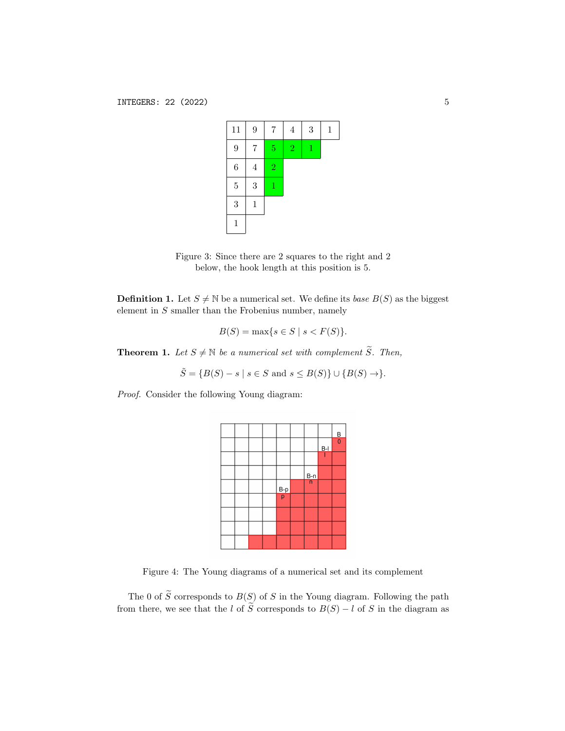| 11 | 9 | 7 | 4 | 3 | 1 |
|---|---|---|---|---|---|
| 9 | 7 | 5 | 2 | 1 | |
| 6 | 4 | 2 | | | |
| 5 | 3 | 1 | | | |
| 3 | 1 | | | | |
| 1 | | | | | |

Figure 3: Since there are 2 squares to the right and 2 below, the hook length at this position is 5.

**Definition 1.** Let $S \neq \mathbb{N}$ be a numerical set. We define its *base* $B(S)$ as the biggest element in $S$ smaller than the Frobenius number, namely

$$B(S) = \max\{s \in S \mid s < F(S)\}.$$

**Theorem 1.** *Let $S \neq \mathbb{N}$ be a numerical set with complement $\widetilde{S}$. Then,*

$$\tilde{S} = \{B(S) - s \mid s \in S \text{ and } s \leq B(S)\} \cup \{B(S) \rightarrow\}.$$

*Proof.* Consider the following Young diagram:

Figure 4: The Young diagrams of a numerical set and its complement

The 0 of $\widetilde{S}$ corresponds to $B(S)$ of $S$ in the Young diagram. Following the path from there, we see that the $l$ of $\widetilde{S}$ corresponds to $B(S) - l$ of $S$ in the diagram as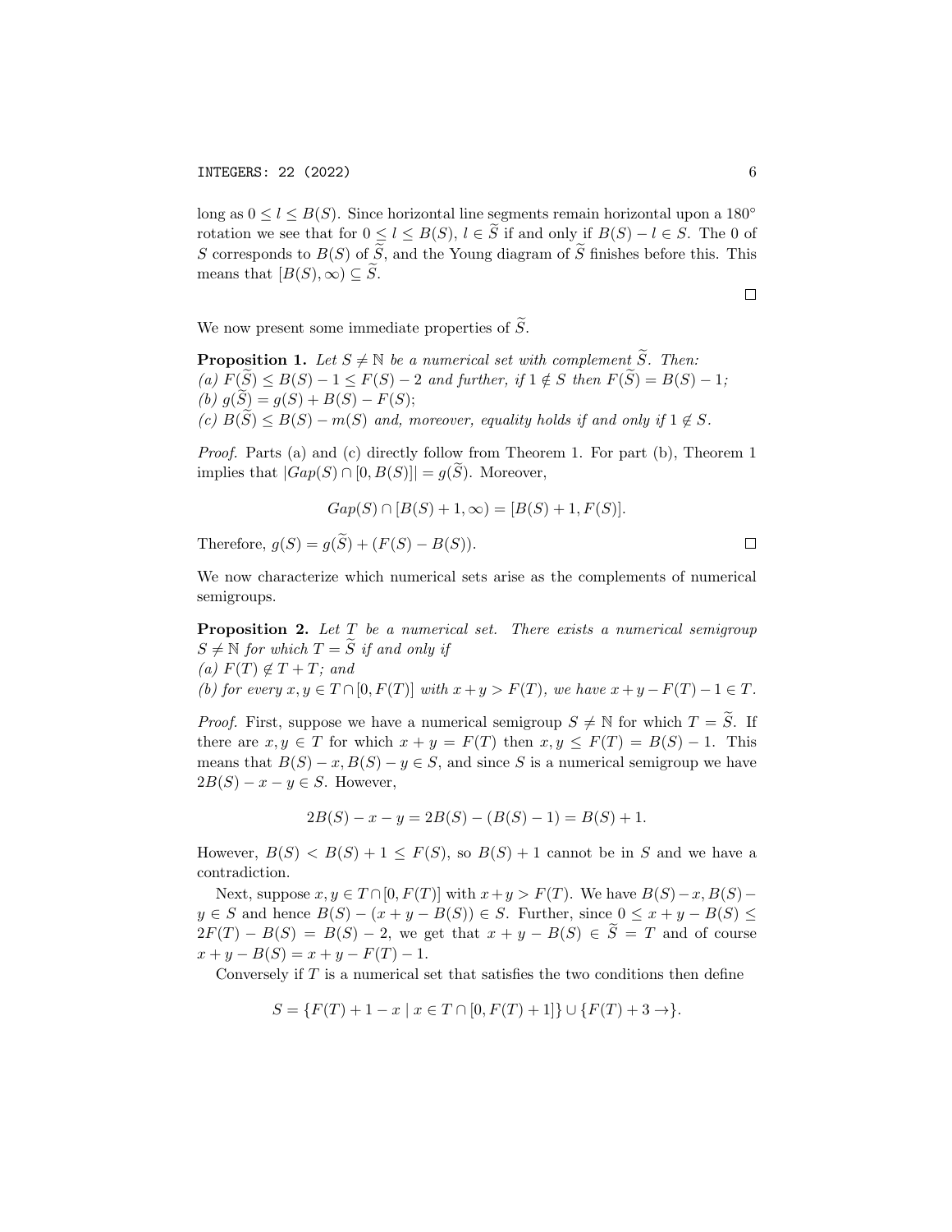long as $0 \leq l \leq B(S)$. Since horizontal line segments remain horizontal upon a $180^\circ$ rotation we see that for $0 \leq l \leq B(S)$, $l \in \widetilde{S}$ if and only if $B(S) - l \in S$. The 0 of $S$ corresponds to $B(S)$ of $\widetilde{S}$, and the Young diagram of $\widetilde{S}$ finishes before this. This means that $[B(S), \infty) \subseteq \widetilde{S}$.

$\square$

We now present some immediate properties of $\widetilde{S}$.

**Proposition 1.** *Let $S \neq \mathbb{N}$ be a numerical set with complement $\widetilde{S}$. Then:*
*(a) $F(\widetilde{S}) \leq B(S) - 1 \leq F(S) - 2$ and further, if $1 \notin S$ then $F(\widetilde{S}) = B(S) - 1$;*
*(b) $g(\widetilde{S}) = g(S) + B(S) - F(S)$;*
*(c) $B(\widetilde{S}) \leq B(S) - m(S)$ and, moreover, equality holds if and only if $1 \notin S$.*

*Proof.* Parts (a) and (c) directly follow from Theorem 1. For part (b), Theorem 1 implies that $|Gap(S) \cap [0, B(S)]| = g(\widetilde{S})$. Moreover,

$$Gap(S) \cap [B(S) + 1, \infty) = [B(S) + 1, F(S)].$$

Therefore, $g(S) = g(\widetilde{S}) + (F(S) - B(S))$. $\square$

We now characterize which numerical sets arise as the complements of numerical semigroups.

**Proposition 2.** *Let $T$ be a numerical set. There exists a numerical semigroup $S \neq \mathbb{N}$ for which $T = \widetilde{S}$ if and only if*
*(a) $F(T) \notin T + T$; and*
*(b) for every $x, y \in T \cap [0, F(T)]$ with $x + y > F(T)$, we have $x + y - F(T) - 1 \in T$.*

*Proof.* First, suppose we have a numerical semigroup $S \neq \mathbb{N}$ for which $T = \widetilde{S}$. If there are $x, y \in T$ for which $x + y = F(T)$ then $x, y \leq F(T) = B(S) - 1$. This means that $B(S) - x, B(S) - y \in S$, and since $S$ is a numerical semigroup we have $2B(S) - x - y \in S$. However,

$$2B(S) - x - y = 2B(S) - (B(S) - 1) = B(S) + 1.$$

However, $B(S) < B(S) + 1 \leq F(S)$, so $B(S) + 1$ cannot be in $S$ and we have a contradiction.

Next, suppose $x, y \in T \cap [0, F(T)]$ with $x + y > F(T)$. We have $B(S) - x, B(S) - y \in S$ and hence $B(S) - (x + y - B(S)) \in S$. Further, since $0 \leq x + y - B(S) \leq 2F(T) - B(S) = B(S) - 2$, we get that $x + y - B(S) \in \widetilde{S} = T$ and of course $x + y - B(S) = x + y - F(T) - 1$.

Conversely if $T$ is a numerical set that satisfies the two conditions then define

$$S = \{F(T) + 1 - x \mid x \in T \cap [0, F(T) + 1]\} \cup \{F(T) + 3 \rightarrow\}.$$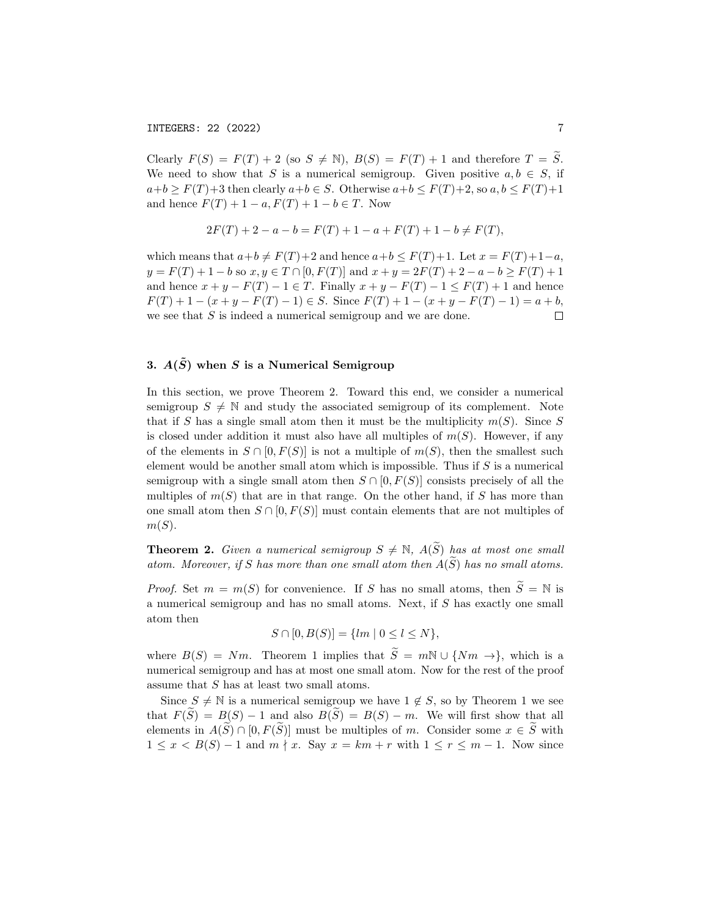Clearly $F(S) = F(T) + 2$ (so $S \neq \mathbb{N}$), $B(S) = F(T) + 1$ and therefore $T = \widetilde{S}$. We need to show that $S$ is a numerical semigroup. Given positive $a, b \in S$, if $a+b \geq F(T)+3$ then clearly $a+b \in S$. Otherwise $a+b \leq F(T)+2$, so $a, b \leq F(T)+1$ and hence $F(T)+1-a, F(T)+1-b \in T$. Now

$$2F(T) + 2 - a - b = F(T) + 1 - a + F(T) + 1 - b \neq F(T),$$

which means that $a+b \neq F(T)+2$ and hence $a+b \leq F(T)+1$. Let $x = F(T)+1-a$, $y = F(T)+1-b$ so $x, y \in T \cap [0, F(T)]$ and $x + y = 2F(T) + 2 - a - b \geq F(T) + 1$ and hence $x + y - F(T) - 1 \in T$. Finally $x + y - F(T) - 1 \leq F(T) + 1$ and hence $F(T) + 1 - (x + y - F(T) - 1) \in S$. Since $F(T) + 1 - (x + y - F(T) - 1) = a + b$, we see that $S$ is indeed a numerical semigroup and we are done. $\square$

## 3. $A(\tilde{S})$ when $S$ is a Numerical Semigroup

In this section, we prove Theorem 2. Toward this end, we consider a numerical semigroup $S \neq \mathbb{N}$ and study the associated semigroup of its complement. Note that if $S$ has a single small atom then it must be the multiplicity $m(S)$. Since $S$ is closed under addition it must also have all multiples of $m(S)$. However, if any of the elements in $S \cap [0, F(S)]$ is not a multiple of $m(S)$, then the smallest such element would be another small atom which is impossible. Thus if $S$ is a numerical semigroup with a single small atom then $S \cap [0, F(S)]$ consists precisely of all the multiples of $m(S)$ that are in that range. On the other hand, if $S$ has more than one small atom then $S \cap [0, F(S)]$ must contain elements that are not multiples of $m(S)$.

**Theorem 2.** *Given a numerical semigroup $S \neq \mathbb{N}$, $A(\widetilde{S})$ has at most one small atom. Moreover, if $S$ has more than one small atom then $A(\widetilde{S})$ has no small atoms.*

*Proof.* Set $m = m(S)$ for convenience. If $S$ has no small atoms, then $\widetilde{S} = \mathbb{N}$ is a numerical semigroup and has no small atoms. Next, if $S$ has exactly one small atom then

$$S \cap [0, B(S)] = \{lm \mid 0 \leq l \leq N\},$$

where $B(S) = Nm$. Theorem 1 implies that $\widetilde{S} = m\mathbb{N} \cup \{Nm \rightarrow\}$, which is a numerical semigroup and has at most one small atom. Now for the rest of the proof assume that $S$ has at least two small atoms.

Since $S \neq \mathbb{N}$ is a numerical semigroup we have $1 \notin S$, so by Theorem 1 we see that $F(\widetilde{S}) = B(S) - 1$ and also $B(\widetilde{S}) = B(S) - m$. We will first show that all elements in $A(\widetilde{S}) \cap [0, F(\widetilde{S})]$ must be multiples of $m$. Consider some $x \in \widetilde{S}$ with $1 \leq x < B(S) - 1$ and $m \nmid x$. Say $x = km + r$ with $1 \leq r \leq m - 1$. Now since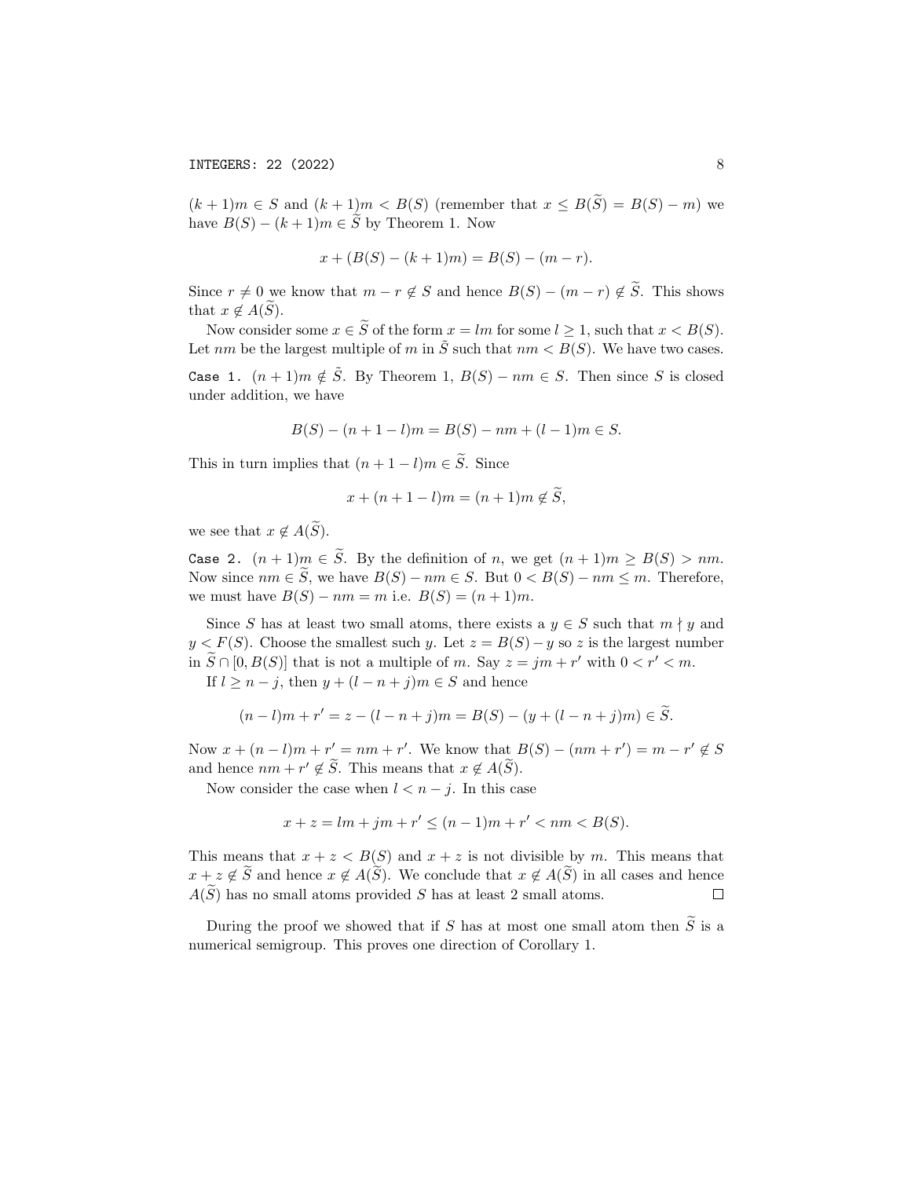$(k+1)m \in S$ and $(k+1)m < B(S)$ (remember that $x \leq B(\widetilde{S}) = B(S) - m$) we have $B(S) - (k+1)m \in \widetilde{S}$ by Theorem 1. Now

$$x + (B(S) - (k+1)m) = B(S) - (m - r).$$

Since $r \neq 0$ we know that $m - r \notin S$ and hence $B(S) - (m - r) \notin \widetilde{S}$. This shows that $x \notin A(\widetilde{S})$.

Now consider some $x \in \widetilde{S}$ of the form $x = lm$ for some $l \geq 1$, such that $x < B(S)$. Let $nm$ be the largest multiple of $m$ in $\tilde{S}$ such that $nm < B(S)$. We have two cases.

Case 1. $(n+1)m \notin \tilde{S}$. By Theorem 1, $B(S) - nm \in S$. Then since $S$ is closed under addition, we have

$$B(S) - (n + 1 - l)m = B(S) - nm + (l - 1)m \in S.$$

This in turn implies that $(n + 1 - l)m \in \widetilde{S}$. Since

$$x + (n + 1 - l)m = (n + 1)m \notin \widetilde{S},$$

we see that $x \notin A(\widetilde{S})$.

Case 2. $(n+1)m \in \widetilde{S}$. By the definition of $n$, we get $(n+1)m \geq B(S) > nm$. Now since $nm \in \widetilde{S}$, we have $B(S) - nm \in S$. But $0 < B(S) - nm \leq m$. Therefore, we must have $B(S) - nm = m$ i.e. $B(S) = (n+1)m$.

Since $S$ has at least two small atoms, there exists a $y \in S$ such that $m \nmid y$ and $y < F(S)$. Choose the smallest such $y$. Let $z = B(S) - y$ so $z$ is the largest number in $\widetilde{S} \cap [0, B(S)]$ that is not a multiple of $m$. Say $z = jm + r'$ with $0 < r' < m$.

If $l \geq n - j$, then $y + (l - n + j)m \in S$ and hence

$$(n - l)m + r' = z - (l - n + j)m = B(S) - (y + (l - n + j)m) \in \widetilde{S}.$$

Now $x + (n - l)m + r' = nm + r'$. We know that $B(S) - (nm + r') = m - r' \notin S$ and hence $nm + r' \notin \widetilde{S}$. This means that $x \notin A(\widetilde{S})$.

Now consider the case when $l < n - j$. In this case

$$x + z = lm + jm + r' \leq (n - 1)m + r' < nm < B(S).$$

This means that $x + z < B(S)$ and $x + z$ is not divisible by $m$. This means that $x + z \notin \widetilde{S}$ and hence $x \notin A(\widetilde{S})$. We conclude that $x \notin A(\widetilde{S})$ in all cases and hence $A(\widetilde{S})$ has no small atoms provided $S$ has at least 2 small atoms. $\square$

During the proof we showed that if $S$ has at most one small atom then $\widetilde{S}$ is a numerical semigroup. This proves one direction of Corollary 1.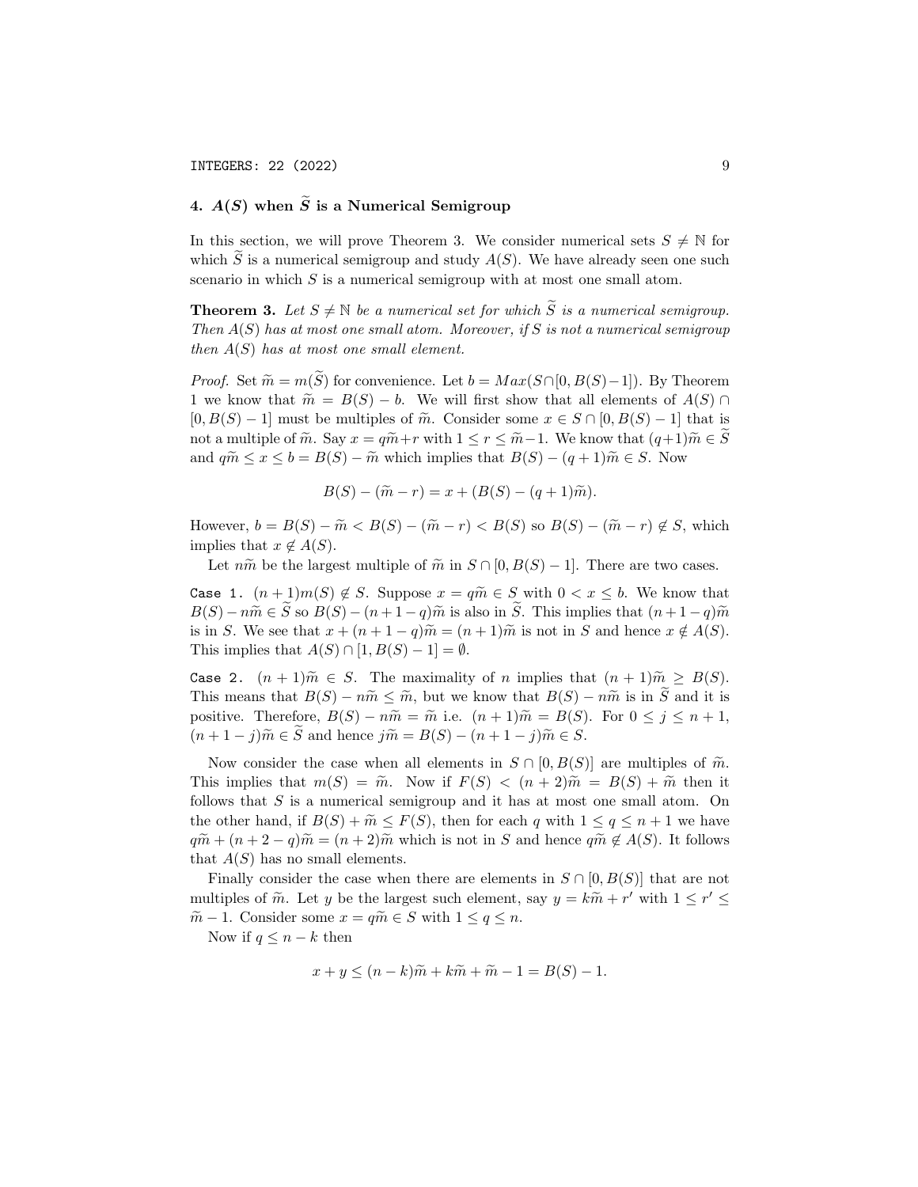## 4. $A(S)$ when $\widetilde{S}$ is a Numerical Semigroup

In this section, we will prove Theorem 3. We consider numerical sets $S \neq \mathbb{N}$ for which $\widetilde{S}$ is a numerical semigroup and study $A(S)$. We have already seen one such scenario in which $S$ is a numerical semigroup with at most one small atom.

**Theorem 3.** *Let $S \neq \mathbb{N}$ be a numerical set for which $\widetilde{S}$ is a numerical semigroup. Then $A(S)$ has at most one small atom. Moreover, if $S$ is not a numerical semigroup then $A(S)$ has at most one small element.*

*Proof.* Set $\widetilde{m} = m(\widetilde{S})$ for convenience. Let $b = Max(S \cap [0, B(S)-1])$. By Theorem 1 we know that $\widetilde{m} = B(S) - b$. We will first show that all elements of $A(S) \cap [0, B(S)-1]$ must be multiples of $\widetilde{m}$. Consider some $x \in S \cap [0, B(S)-1]$ that is not a multiple of $\widetilde{m}$. Say $x = q\widetilde{m} + r$ with $1 \leq r \leq \widetilde{m}-1$. We know that $(q+1)\widetilde{m} \in \widetilde{S}$ and $q\widetilde{m} \leq x \leq b = B(S) - \widetilde{m}$ which implies that $B(S) - (q+1)\widetilde{m} \in S$. Now

$$B(S) - (\widetilde{m} - r) = x + (B(S) - (q+1)\widetilde{m}).$$

However, $b = B(S) - \widetilde{m} < B(S) - (\widetilde{m} - r) < B(S)$ so $B(S) - (\widetilde{m} - r) \notin S$, which implies that $x \notin A(S)$.

Let $n\widetilde{m}$ be the largest multiple of $\widetilde{m}$ in $S \cap [0, B(S)-1]$. There are two cases.

`Case 1.` $(n+1)m(S) \notin S$. Suppose $x = q\widetilde{m} \in S$ with $0 < x \leq b$. We know that $B(S) - n\widetilde{m} \in \widetilde{S}$ so $B(S) - (n+1-q)\widetilde{m}$ is also in $\widetilde{S}$. This implies that $(n+1-q)\widetilde{m}$ is in $S$. We see that $x + (n+1-q)\widetilde{m} = (n+1)\widetilde{m}$ is not in $S$ and hence $x \notin A(S)$. This implies that $A(S) \cap [1, B(S)-1] = \emptyset$.

`Case 2.` $(n+1)\widetilde{m} \in S$. The maximality of $n$ implies that $(n+1)\widetilde{m} \geq B(S)$. This means that $B(S) - n\widetilde{m} \leq \widetilde{m}$, but we know that $B(S) - n\widetilde{m}$ is in $\widetilde{S}$ and it is positive. Therefore, $B(S) - n\widetilde{m} = \widetilde{m}$ i.e. $(n+1)\widetilde{m} = B(S)$. For $0 \leq j \leq n+1$, $(n+1-j)\widetilde{m} \in \widetilde{S}$ and hence $j\widetilde{m} = B(S) - (n+1-j)\widetilde{m} \in S$.

Now consider the case when all elements in $S \cap [0, B(S)]$ are multiples of $\widetilde{m}$. This implies that $m(S) = \widetilde{m}$. Now if $F(S) < (n+2)\widetilde{m} = B(S) + \widetilde{m}$ then it follows that $S$ is a numerical semigroup and it has at most one small atom. On the other hand, if $B(S) + \widetilde{m} \leq F(S)$, then for each $q$ with $1 \leq q \leq n+1$ we have $q\widetilde{m} + (n+2-q)\widetilde{m} = (n+2)\widetilde{m}$ which is not in $S$ and hence $q\widetilde{m} \notin A(S)$. It follows that $A(S)$ has no small elements.

Finally consider the case when there are elements in $S \cap [0, B(S)]$ that are not multiples of $\widetilde{m}$. Let $y$ be the largest such element, say $y = k\widetilde{m} + r'$ with $1 \leq r' \leq \widetilde{m} - 1$. Consider some $x = q\widetilde{m} \in S$ with $1 \leq q \leq n$.

Now if $q \leq n - k$ then

$$x + y \leq (n-k)\widetilde{m} + k\widetilde{m} + \widetilde{m} - 1 = B(S) - 1.$$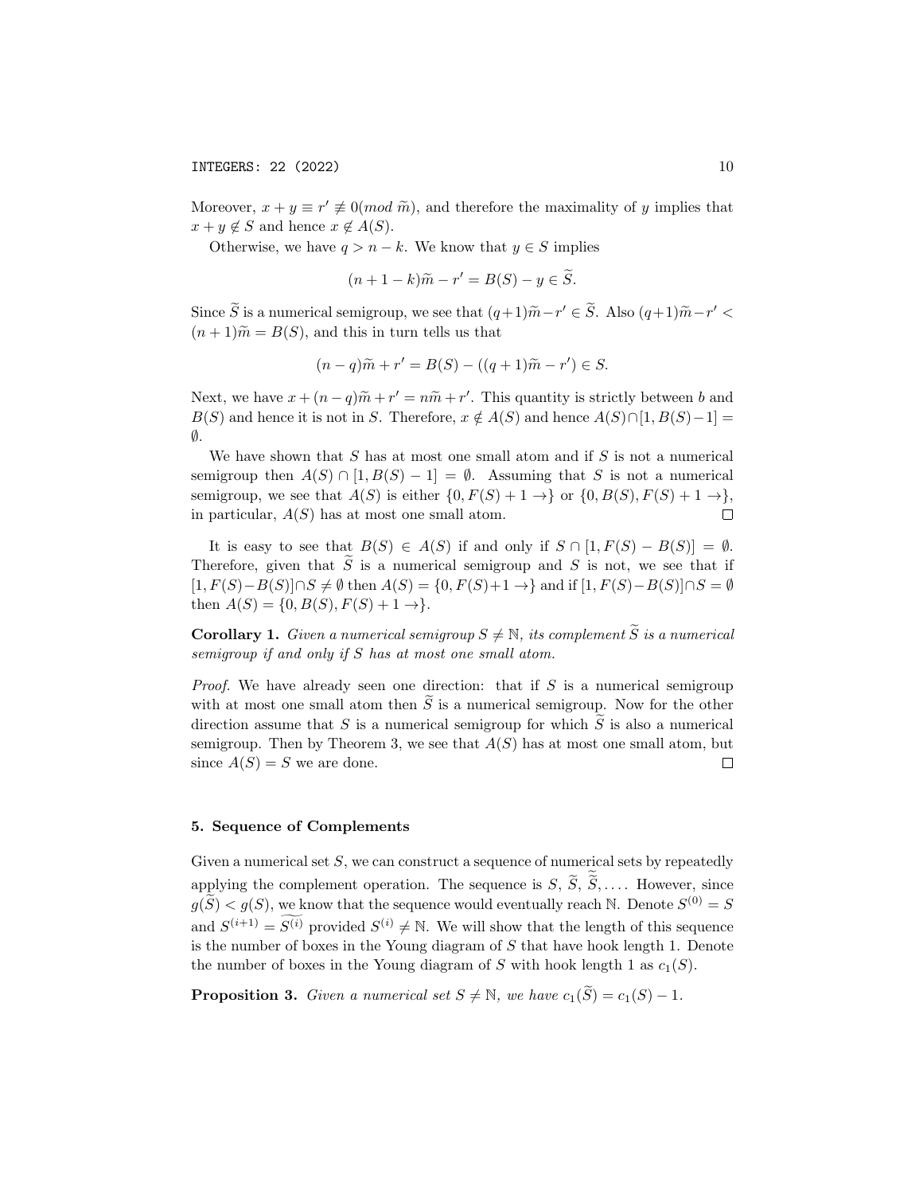Moreover, $x + y \equiv r' \not\equiv 0 (mod\ \widetilde{m})$, and therefore the maximality of $y$ implies that $x + y \notin S$ and hence $x \notin A(S)$.

Otherwise, we have $q > n - k$. We know that $y \in S$ implies

$$(n + 1 - k)\widetilde{m} - r' = B(S) - y \in \widetilde{S}.$$

Since $\widetilde{S}$ is a numerical semigroup, we see that $(q+1)\widetilde{m} - r' \in \widetilde{S}$. Also $(q+1)\widetilde{m} - r' < (n+1)\widetilde{m} = B(S)$, and this in turn tells us that

$$(n - q)\widetilde{m} + r' = B(S) - ((q + 1)\widetilde{m} - r') \in S.$$

Next, we have $x + (n-q)\widetilde{m} + r' = n\widetilde{m} + r'$. This quantity is strictly between $b$ and $B(S)$ and hence it is not in $S$. Therefore, $x \notin A(S)$ and hence $A(S) \cap [1, B(S) - 1] = \emptyset$.

We have shown that $S$ has at most one small atom and if $S$ is not a numerical semigroup then $A(S) \cap [1, B(S) - 1] = \emptyset$. Assuming that $S$ is not a numerical semigroup, we see that $A(S)$ is either $\{0, F(S) + 1 \rightarrow\}$ or $\{0, B(S), F(S) + 1 \rightarrow\}$, in particular, $A(S)$ has at most one small atom. $\square$

It is easy to see that $B(S) \in A(S)$ if and only if $S \cap [1, F(S) - B(S)] = \emptyset$. Therefore, given that $\widetilde{S}$ is a numerical semigroup and $S$ is not, we see that if $[1, F(S)-B(S)] \cap S \neq \emptyset$ then $A(S) = \{0, F(S)+1 \rightarrow\}$ and if $[1, F(S)-B(S)] \cap S = \emptyset$ then $A(S) = \{0, B(S), F(S) + 1 \rightarrow\}$.

**Corollary 1.** *Given a numerical semigroup $S \neq \mathbb{N}$, its complement $\widetilde{S}$ is a numerical semigroup if and only if $S$ has at most one small atom.*

*Proof.* We have already seen one direction: that if $S$ is a numerical semigroup with at most one small atom then $\widetilde{S}$ is a numerical semigroup. Now for the other direction assume that $S$ is a numerical semigroup for which $\widetilde{S}$ is also a numerical semigroup. Then by Theorem 3, we see that $A(S)$ has at most one small atom, but since $A(S) = S$ we are done. $\square$

## 5. Sequence of Complements

Given a numerical set $S$, we can construct a sequence of numerical sets by repeatedly applying the complement operation. The sequence is $S$, $\widetilde{S}$, $\widetilde{\widetilde{S}}, \ldots$. However, since $g(\widetilde{S}) < g(S)$, we know that the sequence would eventually reach $\mathbb{N}$. Denote $S^{(0)} = S$ and $S^{(i+1)} = \widetilde{S^{(i)}}$ provided $S^{(i)} \neq \mathbb{N}$. We will show that the length of this sequence is the number of boxes in the Young diagram of $S$ that have hook length 1. Denote the number of boxes in the Young diagram of $S$ with hook length 1 as $c_1(S)$.

**Proposition 3.** *Given a numerical set $S \neq \mathbb{N}$, we have $c_1(\widetilde{S}) = c_1(S) - 1$.*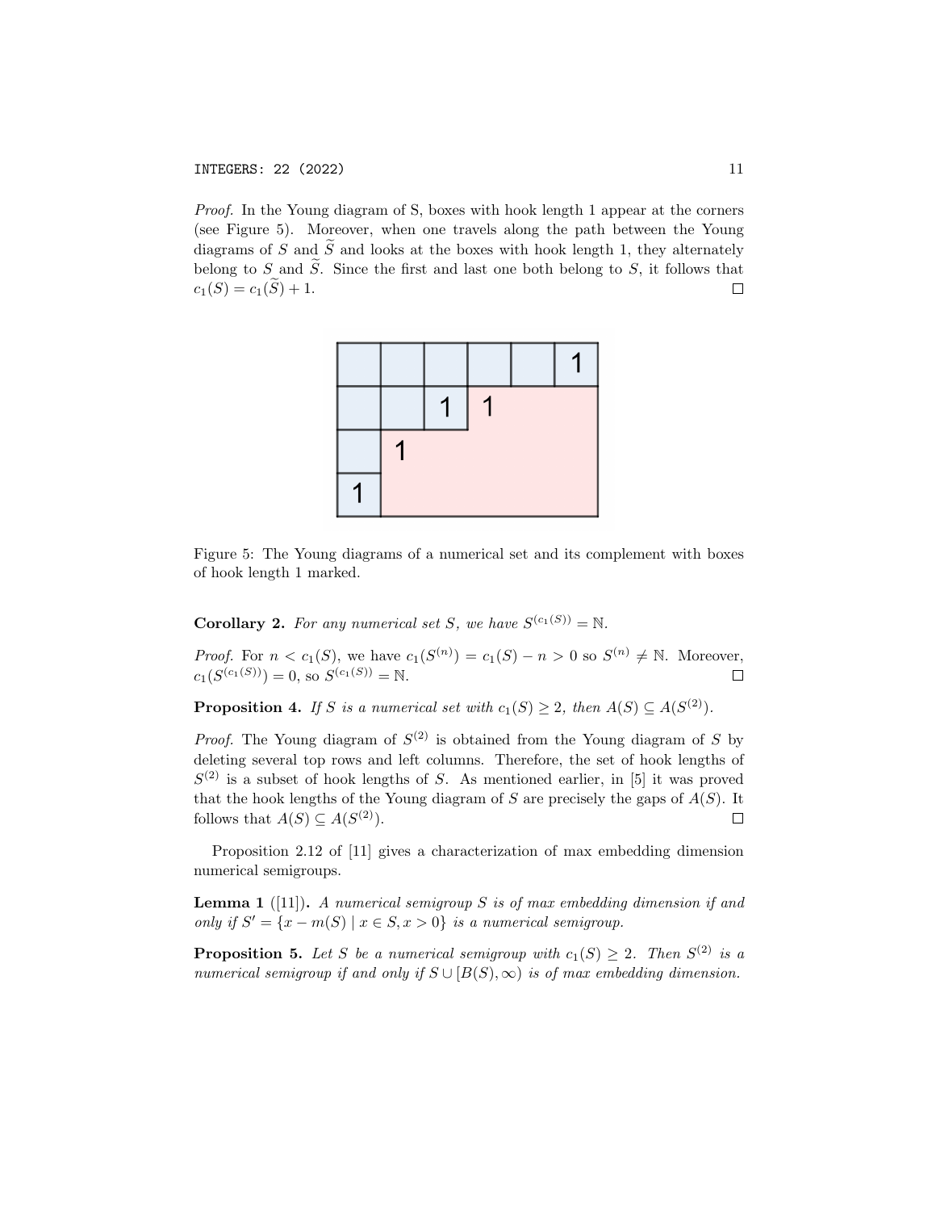*Proof.* In the Young diagram of S, boxes with hook length 1 appear at the corners (see Figure 5). Moreover, when one travels along the path between the Young diagrams of $S$ and $\widetilde{S}$ and looks at the boxes with hook length 1, they alternately belong to $S$ and $\widetilde{S}$. Since the first and last one both belong to $S$, it follows that $c_1(S) = c_1(\widetilde{S}) + 1$. $\square$

Figure 5: The Young diagrams of a numerical set and its complement with boxes of hook length 1 marked.

**Corollary 2.** *For any numerical set $S$, we have $S^{(c_1(S))} = \mathbb{N}$.*

*Proof.* For $n < c_1(S)$, we have $c_1(S^{(n)}) = c_1(S) - n > 0$ so $S^{(n)} \neq \mathbb{N}$. Moreover, $c_1(S^{(c_1(S))}) = 0$, so $S^{(c_1(S))} = \mathbb{N}$. $\square$

**Proposition 4.** *If $S$ is a numerical set with $c_1(S) \geq 2$, then $A(S) \subseteq A(S^{(2)})$.*

*Proof.* The Young diagram of $S^{(2)}$ is obtained from the Young diagram of $S$ by deleting several top rows and left columns. Therefore, the set of hook lengths of $S^{(2)}$ is a subset of hook lengths of $S$. As mentioned earlier, in [5] it was proved that the hook lengths of the Young diagram of $S$ are precisely the gaps of $A(S)$. It follows that $A(S) \subseteq A(S^{(2)})$. $\square$

Proposition 2.12 of [11] gives a characterization of max embedding dimension numerical semigroups.

**Lemma 1** ([11])**.** *A numerical semigroup $S$ is of max embedding dimension if and only if $S' = \{x - m(S) \mid x \in S, x > 0\}$ is a numerical semigroup.*

**Proposition 5.** *Let $S$ be a numerical semigroup with $c_1(S) \geq 2$. Then $S^{(2)}$ is a numerical semigroup if and only if $S \cup [B(S), \infty)$ is of max embedding dimension.*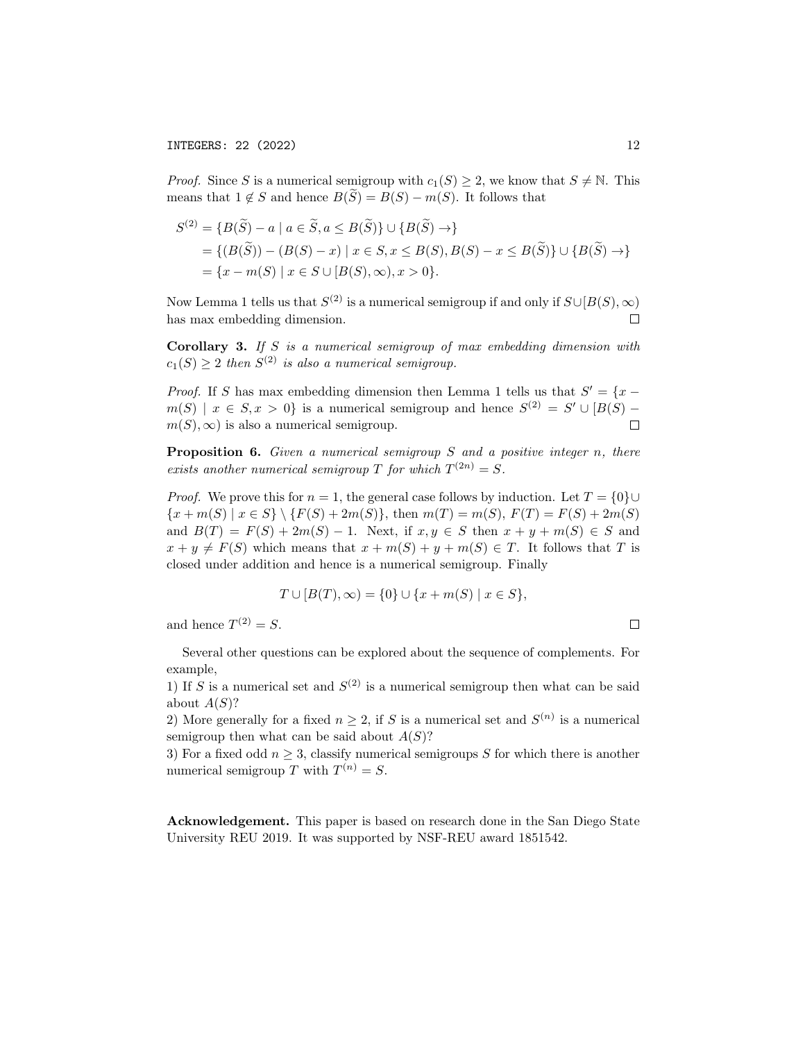*Proof.* Since $S$ is a numerical semigroup with $c_1(S) \geq 2$, we know that $S \neq \mathbb{N}$. This means that $1 \notin S$ and hence $B(\widetilde{S}) = B(S) - m(S)$. It follows that

$$
\begin{aligned}
S^{(2)} &= \{B(\widetilde{S}) - a \mid a \in \widetilde{S}, a \leq B(\widetilde{S})\} \cup \{B(\widetilde{S}) \rightarrow\} \\
&= \{(B(\widetilde{S})) - (B(S) - x) \mid x \in S, x \leq B(S), B(S) - x \leq B(\widetilde{S})\} \cup \{B(\widetilde{S}) \rightarrow\} \\
&= \{x - m(S) \mid x \in S \cup [B(S), \infty), x > 0\}.
\end{aligned}
$$

Now Lemma 1 tells us that $S^{(2)}$ is a numerical semigroup if and only if $S \cup [B(S), \infty)$ has max embedding dimension. $\square$

**Corollary 3.** *If $S$ is a numerical semigroup of max embedding dimension with $c_1(S) \geq 2$ then $S^{(2)}$ is also a numerical semigroup.*

*Proof.* If $S$ has max embedding dimension then Lemma 1 tells us that $S' = \{x - m(S) \mid x \in S, x > 0\}$ is a numerical semigroup and hence $S^{(2)} = S' \cup [B(S) - m(S), \infty)$ is also a numerical semigroup. $\square$

**Proposition 6.** *Given a numerical semigroup $S$ and a positive integer $n$, there exists another numerical semigroup $T$ for which $T^{(2n)} = S$.*

*Proof.* We prove this for $n = 1$, the general case follows by induction. Let $T = \{0\} \cup \{x + m(S) \mid x \in S\} \setminus \{F(S) + 2m(S)\}$, then $m(T) = m(S)$, $F(T) = F(S) + 2m(S)$ and $B(T) = F(S) + 2m(S) - 1$. Next, if $x, y \in S$ then $x + y + m(S) \in S$ and $x + y \neq F(S)$ which means that $x + m(S) + y + m(S) \in T$. It follows that $T$ is closed under addition and hence is a numerical semigroup. Finally

$$
T \cup [B(T), \infty) = \{0\} \cup \{x + m(S) \mid x \in S\},
$$

and hence $T^{(2)} = S$. $\square$

Several other questions can be explored about the sequence of complements. For example,

1) If $S$ is a numerical set and $S^{(2)}$ is a numerical semigroup then what can be said about $A(S)$?

2) More generally for a fixed $n \geq 2$, if $S$ is a numerical set and $S^{(n)}$ is a numerical semigroup then what can be said about $A(S)$?

3) For a fixed odd $n \geq 3$, classify numerical semigroups $S$ for which there is another numerical semigroup $T$ with $T^{(n)} = S$.

**Acknowledgement.** This paper is based on research done in the San Diego State University REU 2019. It was supported by NSF-REU award 1851542.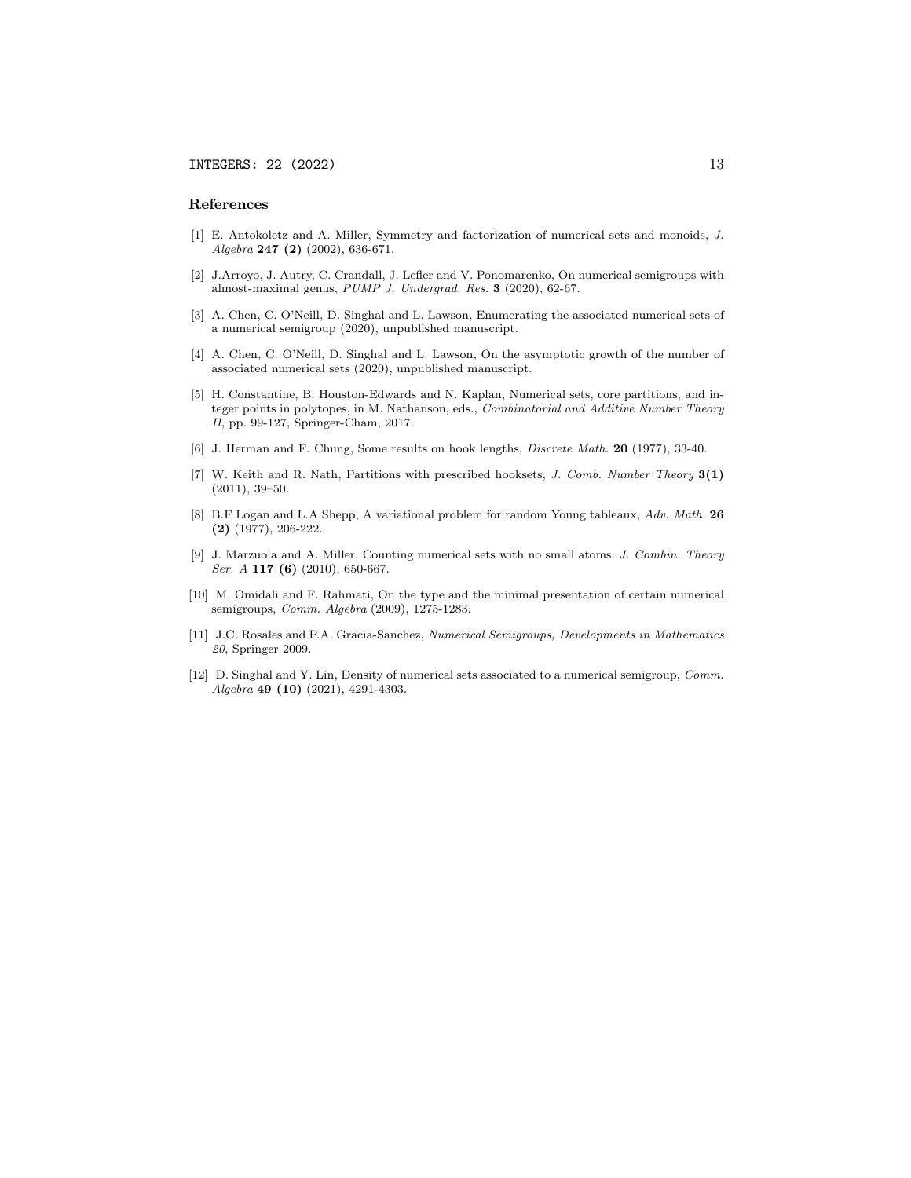## References

[1] E. Antokoletz and A. Miller, Symmetry and factorization of numerical sets and monoids, *J. Algebra* **247 (2)** (2002), 636-671.

[2] J.Arroyo, J. Autry, C. Crandall, J. Lefler and V. Ponomarenko, On numerical semigroups with almost-maximal genus, *PUMP J. Undergrad. Res.* **3** (2020), 62-67.

[3] A. Chen, C. O'Neill, D. Singhal and L. Lawson, Enumerating the associated numerical sets of a numerical semigroup (2020), unpublished manuscript.

[4] A. Chen, C. O'Neill, D. Singhal and L. Lawson, On the asymptotic growth of the number of associated numerical sets (2020), unpublished manuscript.

[5] H. Constantine, B. Houston-Edwards and N. Kaplan, Numerical sets, core partitions, and integer points in polytopes, in M. Nathanson, eds., *Combinatorial and Additive Number Theory II*, pp. 99-127, Springer-Cham, 2017.

[6] J. Herman and F. Chung, Some results on hook lengths, *Discrete Math.* **20** (1977), 33-40.

[7] W. Keith and R. Nath, Partitions with prescribed hooksets, *J. Comb. Number Theory* **3(1)** (2011), 39–50.

[8] B.F Logan and L.A Shepp, A variational problem for random Young tableaux, *Adv. Math.* **26 (2)** (1977), 206-222.

[9] J. Marzuola and A. Miller, Counting numerical sets with no small atoms. *J. Combin. Theory Ser. A* **117 (6)** (2010), 650-667.

[10] M. Omidali and F. Rahmati, On the type and the minimal presentation of certain numerical semigroups, *Comm. Algebra* (2009), 1275-1283.

[11] J.C. Rosales and P.A. Gracia-Sanchez, *Numerical Semigroups, Developments in Mathematics 20*, Springer 2009.

[12] D. Singhal and Y. Lin, Density of numerical sets associated to a numerical semigroup, *Comm. Algebra* **49 (10)** (2021), 4291-4303.